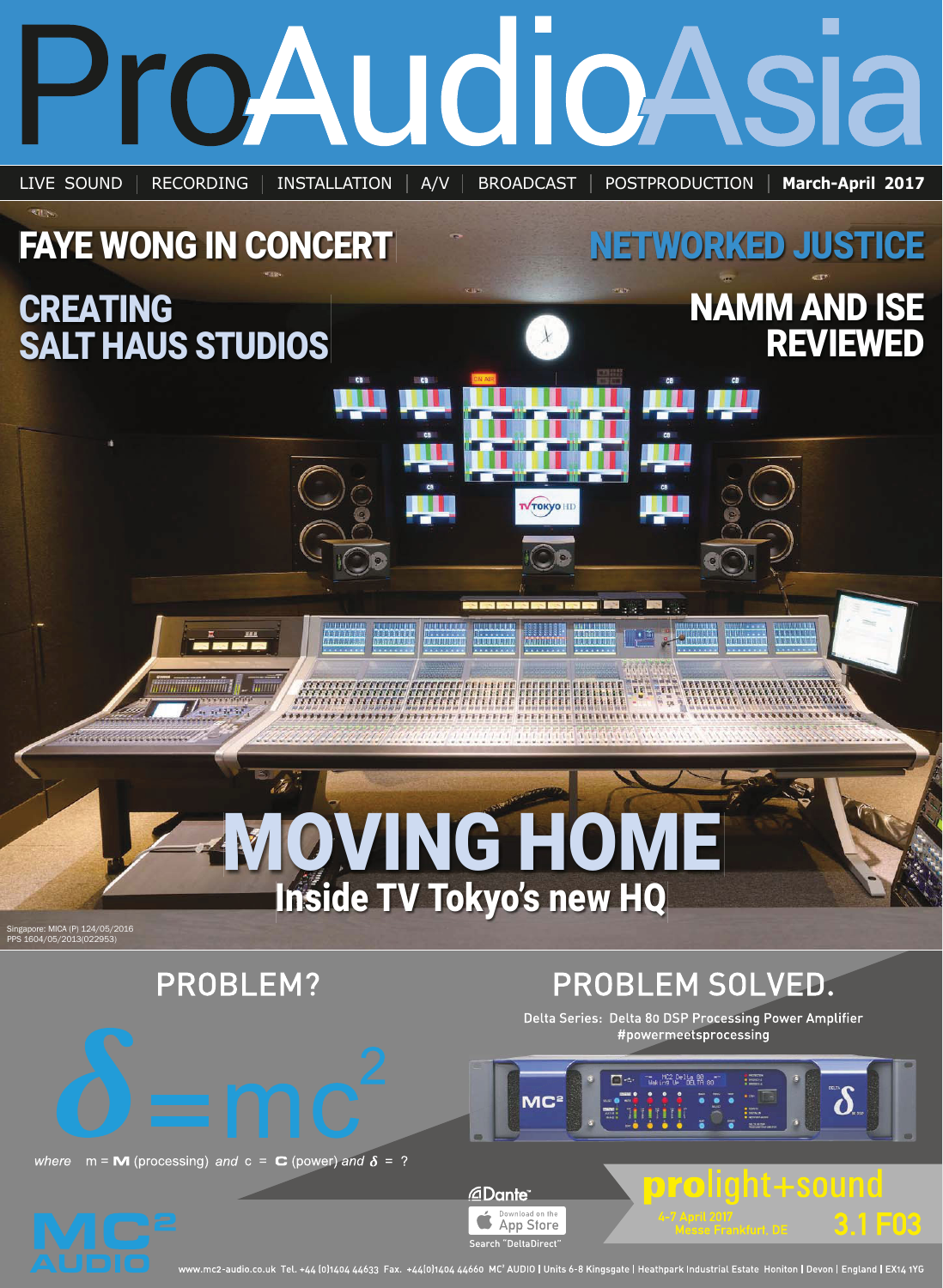# ProAudioAsia

LIVE SOUND | RECORDING | INSTALLATION | A/V | BROADCAST | POSTPRODUCTION | **March-April 2017**

## FAYE WONG IN CONCERT

## NETWORKED JUSTICE

## CREATING SALT HAUS STUDIOS

## NAMM AND ISE REVIEWED

# MOVING HOME

## Inside TV Tokyo's new HQ

Singapore: MICA (P) 124/05/2016
PPS 1604/05/2013(022953)

## PROBLEM?

$$\delta = mc^2$$

*where* m = **M** (processing) *and* c = **C** (power) *and* $\delta$ = ?

## PROBLEM SOLVED.

Delta Series: Delta 80 DSP Processing Power Amplifier
#powermeetsprocessing

Dante

Download on the App Store
Search "DeltaDirect"

prolight+sound
4-7 April 2017
Messe Frankfurt, DE
3.1 F03

MC² AUDIO

www.mc2-audio.co.uk Tel. +44 (0)1404 44633 Fax. +44(0)1404 44660 MC² AUDIO | Units 6-8 Kingsgate | Heathpark Industrial Estate Honiton | Devon | England | EX14 1YG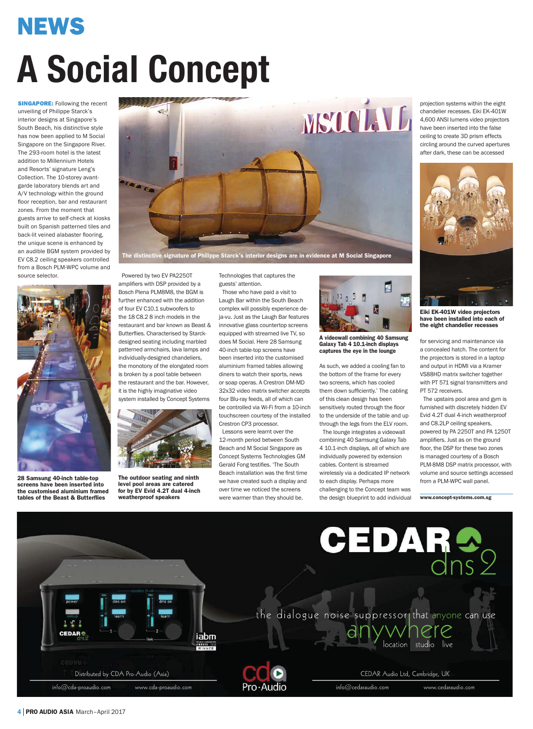# NEWS

# A Social Concept

**SINGAPORE:** Following the recent unveiling of Philippe Starck's interior designs at Singapore's South Beach, his distinctive style has now been applied to M Social Singapore on the Singapore River. The 293-room hotel is the latest addition to Millennium Hotels and Resorts' signature Leng's Collection. The 10-storey avant-garde laboratory blends art and A/V technology within the ground floor reception, bar and restaurant zones. From the moment that guests arrive to self-check at kiosks built on Spanish patterned tiles and back-lit veined alabaster flooring, the unique scene is enhanced by an audible BGM system provided by EV C8.2 ceiling speakers controlled from a Bosch PLM-WPC volume and source selector.

The distinctive signature of Philippe Starck's interior designs are in evidence at M Social Singapore

28 Samsung 40-inch table-top screens have been inserted into the customised aluminium framed tables of the Beast & Butterflies

Powered by two EV PA2250T amplifiers with DSP provided by a Bosch Plena PLM8M8, the BGM is further enhanced with the addition of four EV C10.1 subwoofers to the 18 C8.2 8 inch models in the restaurant and bar known as Beast & Butterflies. Characterised by Starck-designed seating including marbled patterned armchairs, lava lamps and individually-designed chandeliers, the monotony of the elongated room is broken by a pool table between the restaurant and the bar. However, it is the highly imaginative video system installed by Concept Systems Technologies that captures the guests' attention.

The outdoor seating and ninth level pool areas are catered for by EV Evid 4.2T dual 4-inch weatherproof speakers

Those who have paid a visit to Laugh Bar within the South Beach complex will possibly experience de-ja-vu. Just as the Laugh Bar features innovative glass countertop screens equipped with streamed live TV, so does M Social. Here 28 Samsung 40-inch table-top screens have been inserted into the customised aluminium framed tables allowing diners to watch their sports, news or soap operas. A Crestron DM-MD 32x32 video matrix switcher accepts four Blu-ray feeds, all of which can be controlled via Wi-Fi from a 10-inch touchscreen courtesy of the installed Crestron CP3 processor.

Lessons were learnt over the 12-month period between South Beach and M Social Singapore as Concept Systems Technologies GM Gerald Fong testifies. 'The South Beach installation was the first time we have created such a display and over time we noticed the screens were warmer than they should be. As such, we added a cooling fan to the bottom of the frame for every two screens, which has cooled them down sufficiently.' The cabling of this clean design has been sensitively routed through the floor to the underside of the table and up through the legs from the ELV room.

A videowall combining 40 Samsung Galaxy Tab 4 10.1-inch displays captures the eye in the lounge

The lounge integrates a videowall combining 40 Samsung Galaxy Tab 4 10.1-inch displays, all of which are individually powered by extension cables. Content is streamed wirelessly via a dedicated IP network to each display. Perhaps more challenging to the Concept team was the design blueprint to add individual projection systems within the eight chandelier recesses. Eiki EK-401W 4,600 ANSI lumens video projectors have been inserted into the false ceiling to create 3D prism effects circling around the curved apertures after dark, these can be accessed for servicing and maintenance via a concealed hatch. The content for the projectors is stored in a laptop and output in HDMI via a Kramer VS88HD matrix switcher together with PT 571 signal transmitters and PT 572 receivers.

Eiki EK-401W video projectors have been installed into each of the eight chandelier recesses

The upstairs pool area and gym is furnished with discretely hidden EV Evid 4.2T dual 4-inch weatherproof and C8.2LP ceiling speakers, powered by PA 2250T and PA 1250T amplifiers. Just as on the ground floor, the DSP for these two zones is managed courtesy of a Bosch PLM-8M8 DSP matrix processor, with volume and source settings accessed from a PLM-WPC wall panel.

**www.concept-systems.com.sg**

CEDAR dns 2

the dialogue noise suppressor that anyone can use anywhere

location studio live

Distributed by CDA Pro-Audio (Asia)

info@cda-proaudio.com www.cda-proaudio.com

CEDAR Audio Ltd, Cambridge, UK

info@cedaraudio.com www.cedaraudio.com